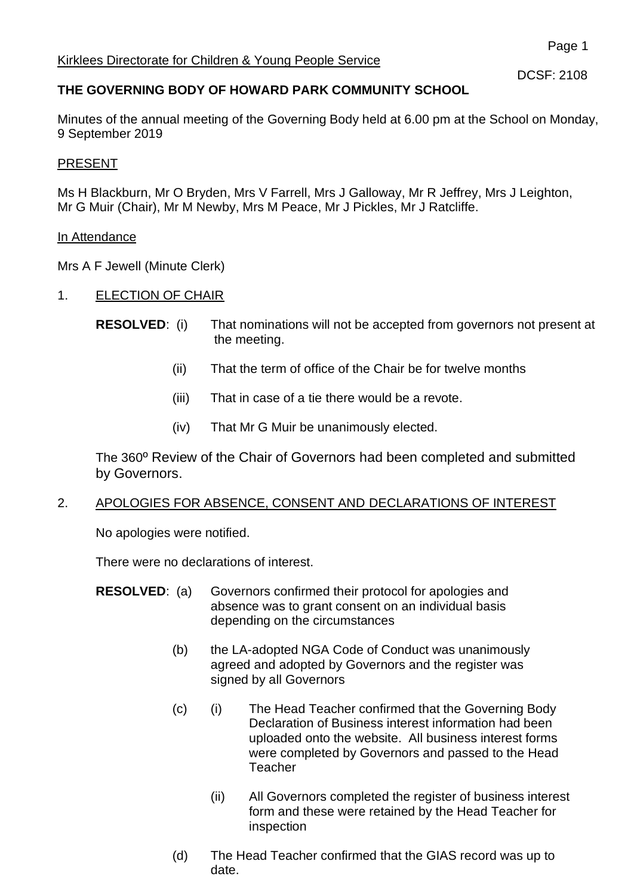Kirklees Directorate for Children & Young People Service

DCSF: 2108

**THE GOVERNING BODY OF HOWARD PARK COMMUNITY SCHOOL**

Minutes of the annual meeting of the Governing Body held at 6.00 pm at the School on Monday, 9 September 2019

PRESENT

Ms H Blackburn, Mr O Bryden, Mrs V Farrell, Mrs J Galloway, Mr R Jeffrey, Mrs J Leighton, Mr G Muir (Chair), Mr M Newby, Mrs M Peace, Mr J Pickles, Mr J Ratcliffe.

In Attendance

Mrs A F Jewell (Minute Clerk)

1. ELECTION OF CHAIR

**RESOLVED**:
- (i) That nominations will not be accepted from governors not present at the meeting.
- (ii) That the term of office of the Chair be for twelve months
- (iii) That in case of a tie there would be a revote.
- (iv) That Mr G Muir be unanimously elected.

The 360º Review of the Chair of Governors had been completed and submitted by Governors.

2. APOLOGIES FOR ABSENCE, CONSENT AND DECLARATIONS OF INTEREST

No apologies were notified.

There were no declarations of interest.

**RESOLVED**:
- (a) Governors confirmed their protocol for apologies and absence was to grant consent on an individual basis depending on the circumstances
- (b) the LA-adopted NGA Code of Conduct was unanimously agreed and adopted by Governors and the register was signed by all Governors
- (c)
  - (i) The Head Teacher confirmed that the Governing Body Declaration of Business interest information had been uploaded onto the website. All business interest forms were completed by Governors and passed to the Head Teacher
  - (ii) All Governors completed the register of business interest form and these were retained by the Head Teacher for inspection
- (d) The Head Teacher confirmed that the GIAS record was up to date.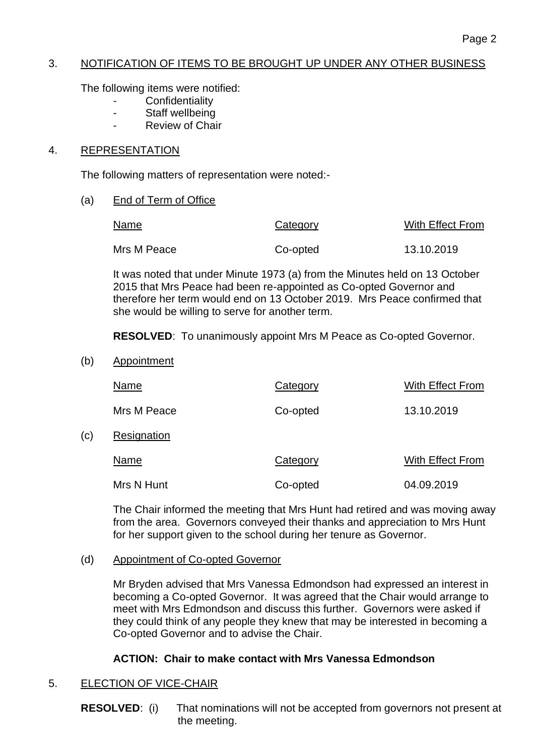## 3. NOTIFICATION OF ITEMS TO BE BROUGHT UP UNDER ANY OTHER BUSINESS

The following items were notified:

- Confidentiality
- Staff wellbeing
- Review of Chair

## 4. REPRESENTATION

The following matters of representation were noted:-

### (a) End of Term of Office

| Name | Category | With Effect From |
| --- | --- | --- |
| Mrs M Peace | Co-opted | 13.10.2019 |

It was noted that under Minute 1973 (a) from the Minutes held on 13 October 2015 that Mrs Peace had been re-appointed as Co-opted Governor and therefore her term would end on 13 October 2019. Mrs Peace confirmed that she would be willing to serve for another term.

**RESOLVED**: To unanimously appoint Mrs M Peace as Co-opted Governor.

### (b) Appointment

| Name | Category | With Effect From |
| --- | --- | --- |
| Mrs M Peace | Co-opted | 13.10.2019 |

### (c) Resignation

| Name | Category | With Effect From |
| --- | --- | --- |
| Mrs N Hunt | Co-opted | 04.09.2019 |

The Chair informed the meeting that Mrs Hunt had retired and was moving away from the area. Governors conveyed their thanks and appreciation to Mrs Hunt for her support given to the school during her tenure as Governor.

### (d) Appointment of Co-opted Governor

Mr Bryden advised that Mrs Vanessa Edmondson had expressed an interest in becoming a Co-opted Governor. It was agreed that the Chair would arrange to meet with Mrs Edmondson and discuss this further. Governors were asked if they could think of any people they knew that may be interested in becoming a Co-opted Governor and to advise the Chair.

**ACTION: Chair to make contact with Mrs Vanessa Edmondson**

## 5. ELECTION OF VICE-CHAIR

**RESOLVED**: (i) That nominations will not be accepted from governors not present at the meeting.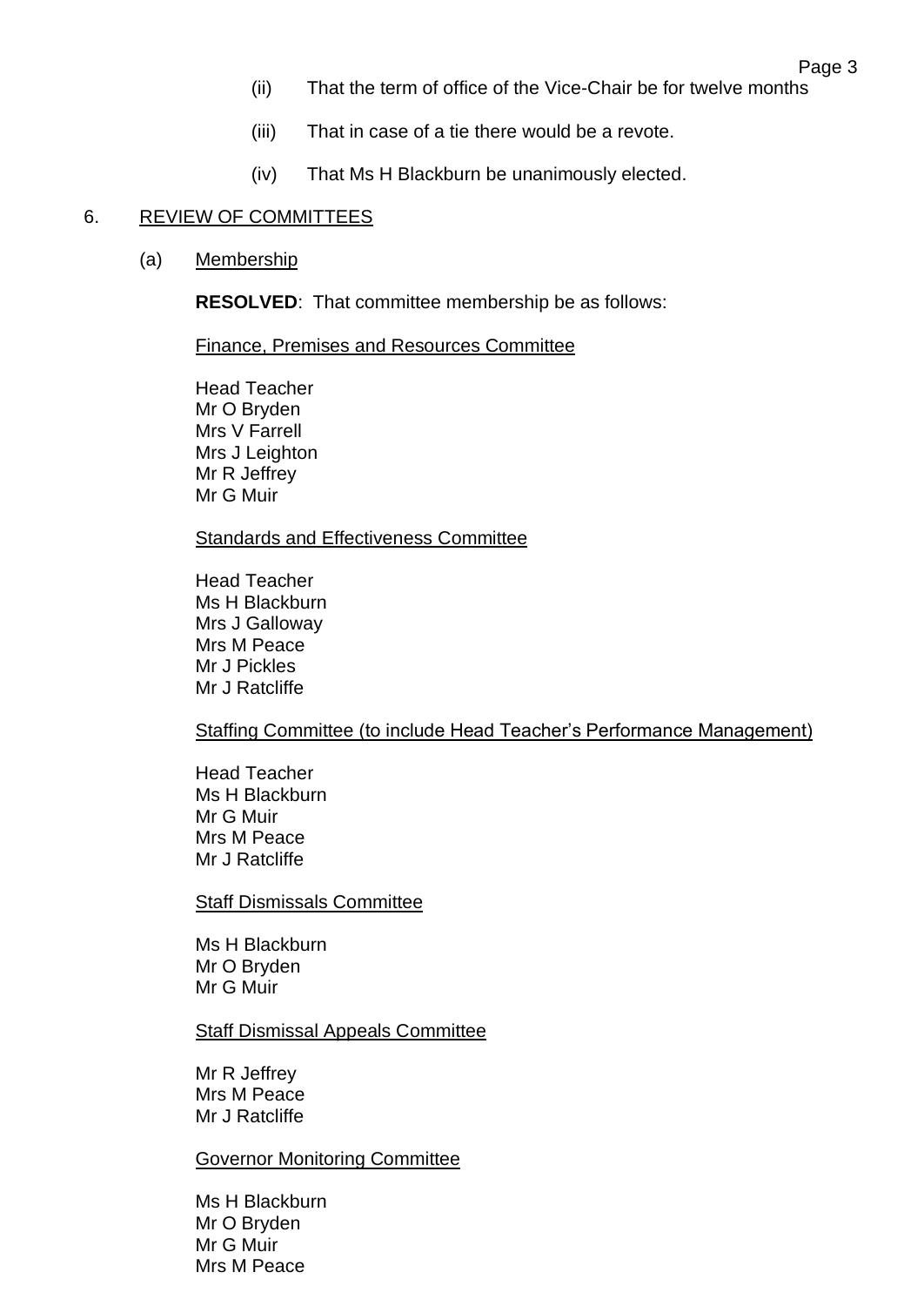(ii) That the term of office of the Vice-Chair be for twelve months

(iii) That in case of a tie there would be a revote.

(iv) That Ms H Blackburn be unanimously elected.

6. REVIEW OF COMMITTEES

(a) Membership

**RESOLVED**: That committee membership be as follows:

Finance, Premises and Resources Committee

Head Teacher
Mr O Bryden
Mrs V Farrell
Mrs J Leighton
Mr R Jeffrey
Mr G Muir

Standards and Effectiveness Committee

Head Teacher
Ms H Blackburn
Mrs J Galloway
Mrs M Peace
Mr J Pickles
Mr J Ratcliffe

Staffing Committee (to include Head Teacher's Performance Management)

Head Teacher
Ms H Blackburn
Mr G Muir
Mrs M Peace
Mr J Ratcliffe

Staff Dismissals Committee

Ms H Blackburn
Mr O Bryden
Mr G Muir

Staff Dismissal Appeals Committee

Mr R Jeffrey
Mrs M Peace
Mr J Ratcliffe

Governor Monitoring Committee

Ms H Blackburn
Mr O Bryden
Mr G Muir
Mrs M Peace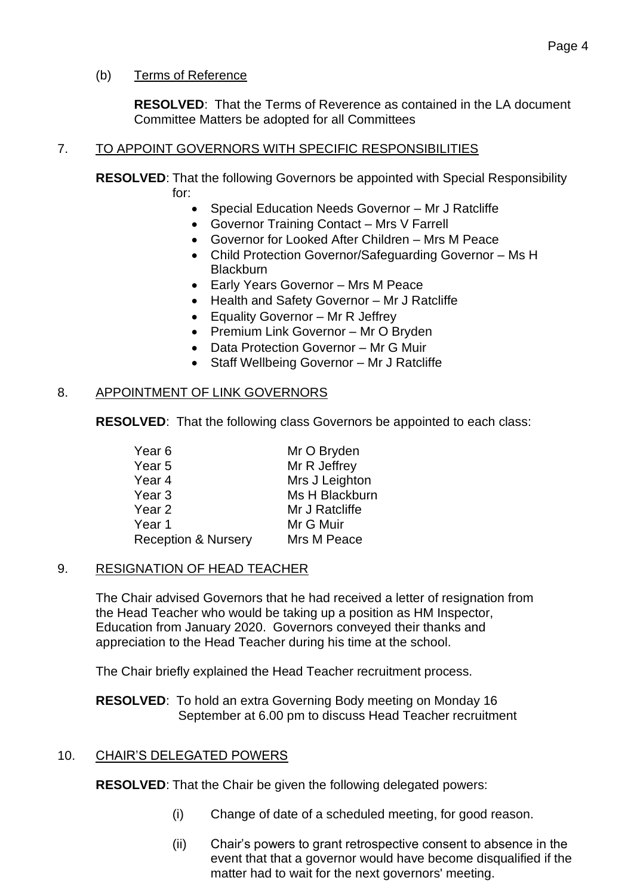(b) Terms of Reference

**RESOLVED**: That the Terms of Reverence as contained in the LA document Committee Matters be adopted for all Committees

7. TO APPOINT GOVERNORS WITH SPECIFIC RESPONSIBILITIES

**RESOLVED**: That the following Governors be appointed with Special Responsibility for:

- Special Education Needs Governor – Mr J Ratcliffe
- Governor Training Contact – Mrs V Farrell
- Governor for Looked After Children – Mrs M Peace
- Child Protection Governor/Safeguarding Governor – Ms H Blackburn
- Early Years Governor – Mrs M Peace
- Health and Safety Governor – Mr J Ratcliffe
- Equality Governor – Mr R Jeffrey
- Premium Link Governor – Mr O Bryden
- Data Protection Governor – Mr G Muir
- Staff Wellbeing Governor – Mr J Ratcliffe

8. APPOINTMENT OF LINK GOVERNORS

**RESOLVED**: That the following class Governors be appointed to each class:

| | |
|---|---|
| Year 6 | Mr O Bryden |
| Year 5 | Mr R Jeffrey |
| Year 4 | Mrs J Leighton |
| Year 3 | Ms H Blackburn |
| Year 2 | Mr J Ratcliffe |
| Year 1 | Mr G Muir |
| Reception & Nursery | Mrs M Peace |

9. RESIGNATION OF HEAD TEACHER

The Chair advised Governors that he had received a letter of resignation from the Head Teacher who would be taking up a position as HM Inspector, Education from January 2020. Governors conveyed their thanks and appreciation to the Head Teacher during his time at the school.

The Chair briefly explained the Head Teacher recruitment process.

**RESOLVED**: To hold an extra Governing Body meeting on Monday 16 September at 6.00 pm to discuss Head Teacher recruitment

10. CHAIR'S DELEGATED POWERS

**RESOLVED**: That the Chair be given the following delegated powers:

(i) Change of date of a scheduled meeting, for good reason.

(ii) Chair's powers to grant retrospective consent to absence in the event that that a governor would have become disqualified if the matter had to wait for the next governors' meeting.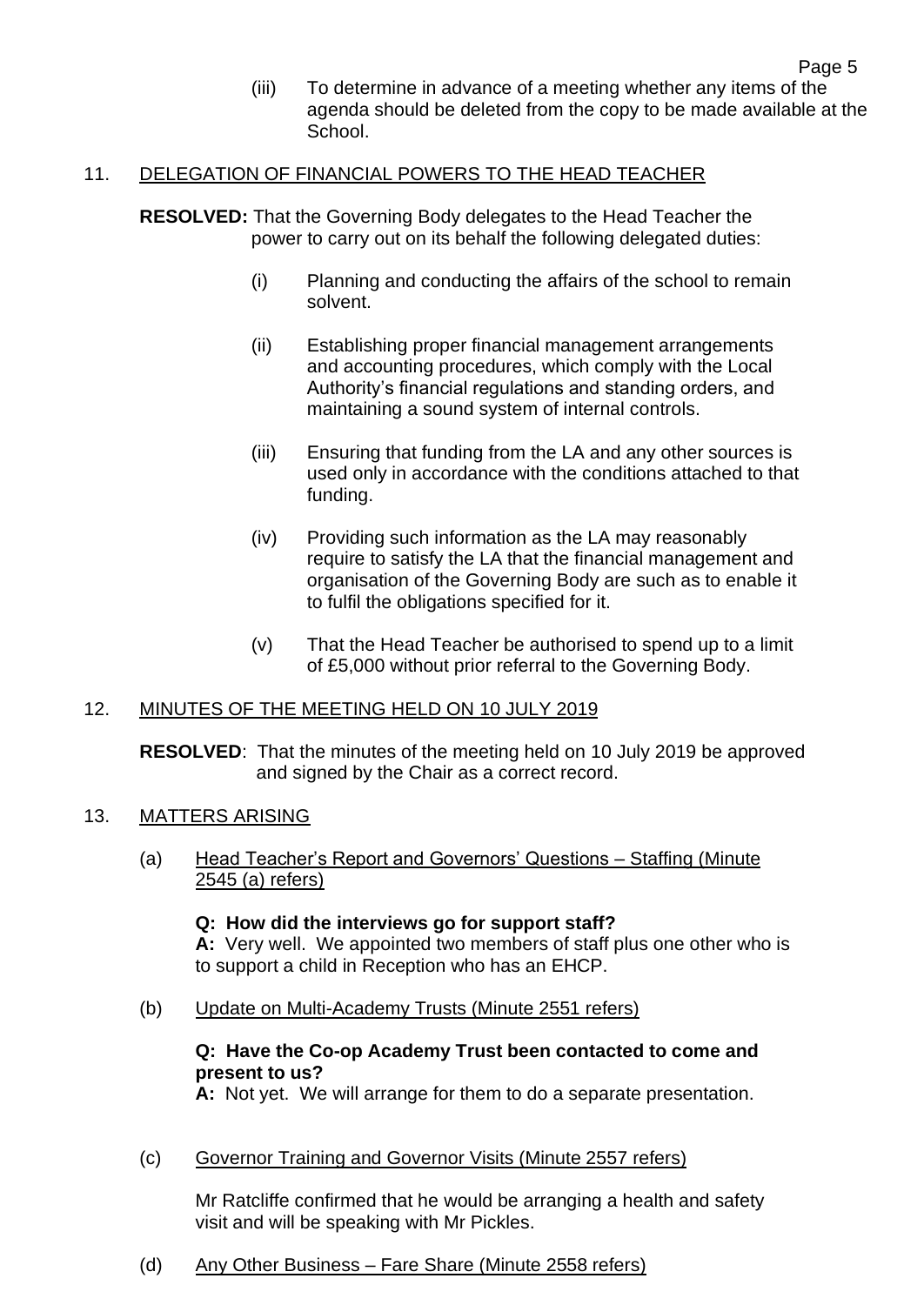(iii) To determine in advance of a meeting whether any items of the agenda should be deleted from the copy to be made available at the School.

## 11. DELEGATION OF FINANCIAL POWERS TO THE HEAD TEACHER

**RESOLVED:** That the Governing Body delegates to the Head Teacher the power to carry out on its behalf the following delegated duties:

(i) Planning and conducting the affairs of the school to remain solvent.

(ii) Establishing proper financial management arrangements and accounting procedures, which comply with the Local Authority's financial regulations and standing orders, and maintaining a sound system of internal controls.

(iii) Ensuring that funding from the LA and any other sources is used only in accordance with the conditions attached to that funding.

(iv) Providing such information as the LA may reasonably require to satisfy the LA that the financial management and organisation of the Governing Body are such as to enable it to fulfil the obligations specified for it.

(v) That the Head Teacher be authorised to spend up to a limit of £5,000 without prior referral to the Governing Body.

## 12. MINUTES OF THE MEETING HELD ON 10 JULY 2019

**RESOLVED**: That the minutes of the meeting held on 10 July 2019 be approved and signed by the Chair as a correct record.

## 13. MATTERS ARISING

(a) Head Teacher's Report and Governors' Questions – Staffing (Minute 2545 (a) refers)

**Q: How did the interviews go for support staff?**
**A:** Very well. We appointed two members of staff plus one other who is to support a child in Reception who has an EHCP.

(b) Update on Multi-Academy Trusts (Minute 2551 refers)

**Q: Have the Co-op Academy Trust been contacted to come and present to us?**
**A:** Not yet. We will arrange for them to do a separate presentation.

(c) Governor Training and Governor Visits (Minute 2557 refers)

Mr Ratcliffe confirmed that he would be arranging a health and safety visit and will be speaking with Mr Pickles.

(d) Any Other Business – Fare Share (Minute 2558 refers)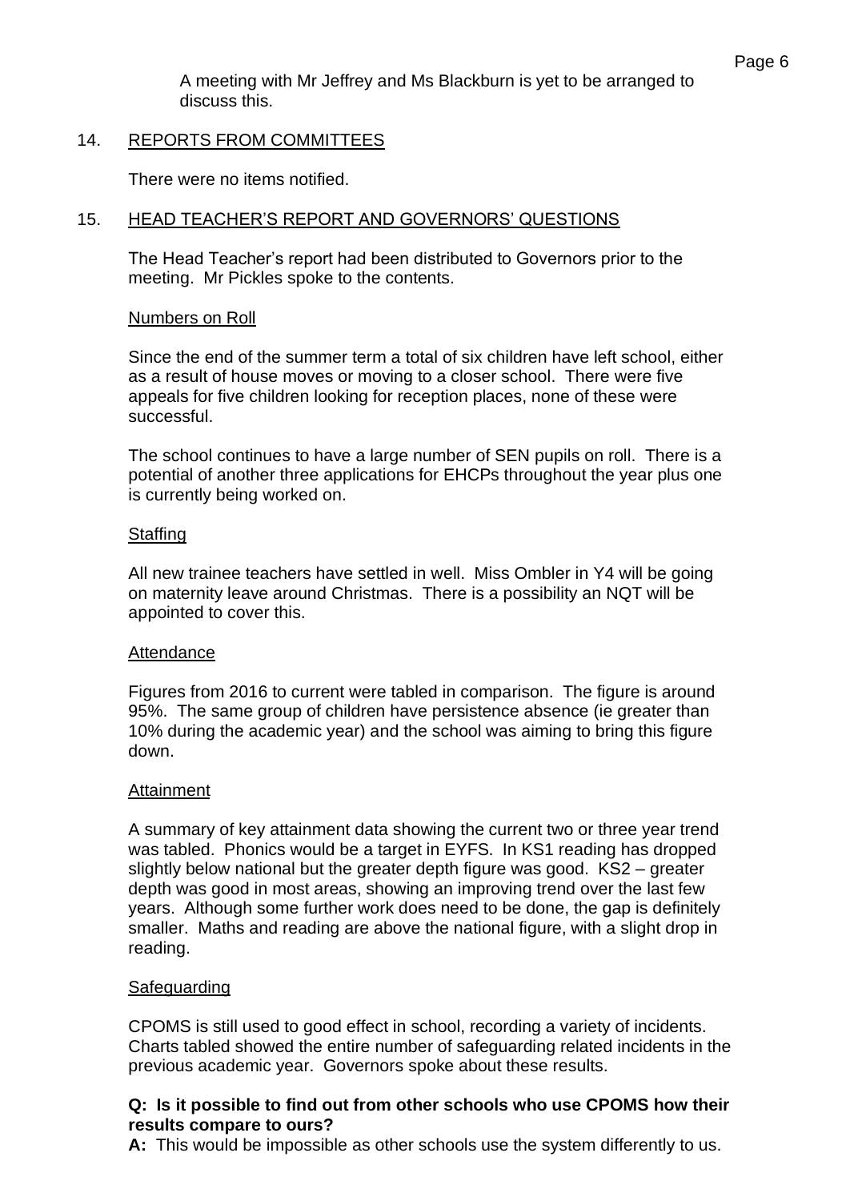A meeting with Mr Jeffrey and Ms Blackburn is yet to be arranged to discuss this.

## 14. REPORTS FROM COMMITTEES

There were no items notified.

## 15. HEAD TEACHER'S REPORT AND GOVERNORS' QUESTIONS

The Head Teacher's report had been distributed to Governors prior to the meeting. Mr Pickles spoke to the contents.

### Numbers on Roll

Since the end of the summer term a total of six children have left school, either as a result of house moves or moving to a closer school. There were five appeals for five children looking for reception places, none of these were successful.

The school continues to have a large number of SEN pupils on roll. There is a potential of another three applications for EHCPs throughout the year plus one is currently being worked on.

### Staffing

All new trainee teachers have settled in well. Miss Ombler in Y4 will be going on maternity leave around Christmas. There is a possibility an NQT will be appointed to cover this.

### Attendance

Figures from 2016 to current were tabled in comparison. The figure is around 95%. The same group of children have persistence absence (ie greater than 10% during the academic year) and the school was aiming to bring this figure down.

### Attainment

A summary of key attainment data showing the current two or three year trend was tabled. Phonics would be a target in EYFS. In KS1 reading has dropped slightly below national but the greater depth figure was good. KS2 – greater depth was good in most areas, showing an improving trend over the last few years. Although some further work does need to be done, the gap is definitely smaller. Maths and reading are above the national figure, with a slight drop in reading.

### Safeguarding

CPOMS is still used to good effect in school, recording a variety of incidents. Charts tabled showed the entire number of safeguarding related incidents in the previous academic year. Governors spoke about these results.

**Q: Is it possible to find out from other schools who use CPOMS how their results compare to ours?**

**A:** This would be impossible as other schools use the system differently to us.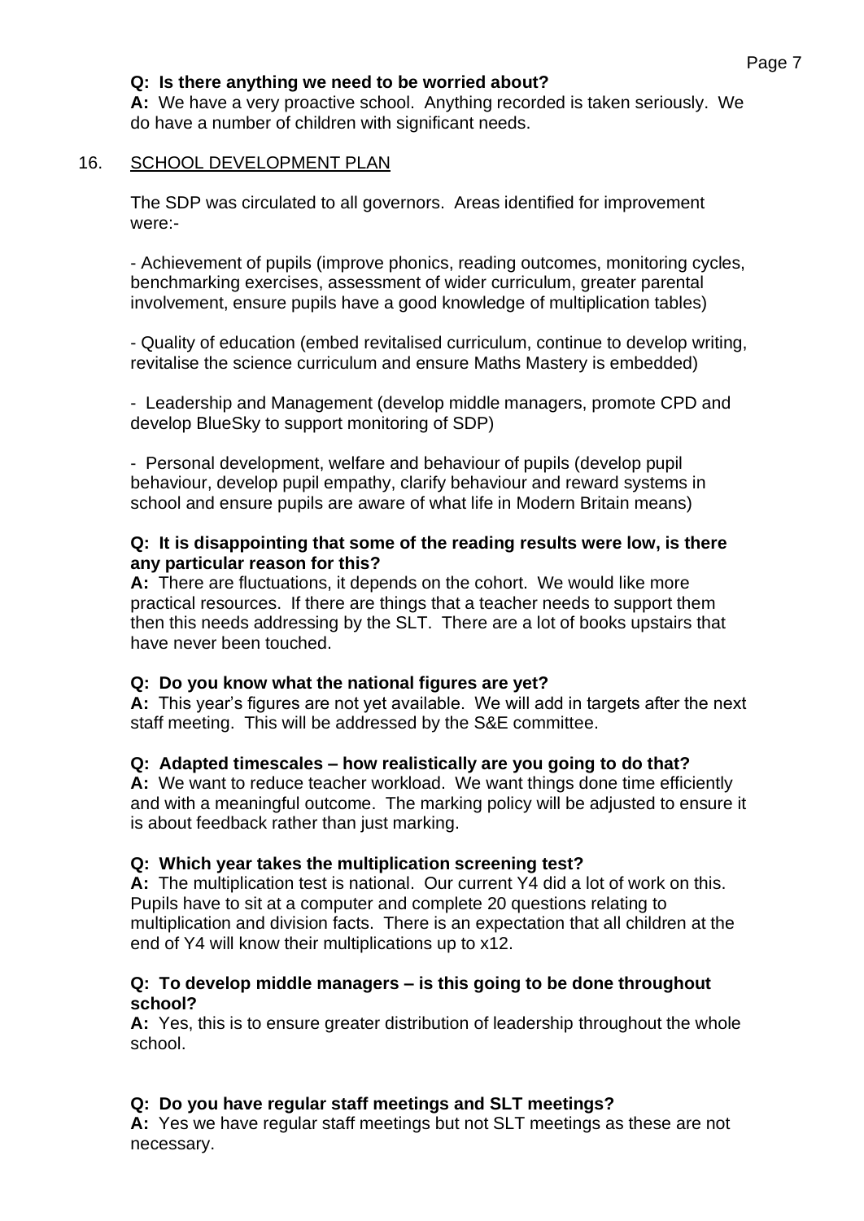**Q: Is there anything we need to be worried about?**
**A:** We have a very proactive school. Anything recorded is taken seriously. We do have a number of children with significant needs.

## 16. SCHOOL DEVELOPMENT PLAN

The SDP was circulated to all governors. Areas identified for improvement were:-

- Achievement of pupils (improve phonics, reading outcomes, monitoring cycles, benchmarking exercises, assessment of wider curriculum, greater parental involvement, ensure pupils have a good knowledge of multiplication tables)

- Quality of education (embed revitalised curriculum, continue to develop writing, revitalise the science curriculum and ensure Maths Mastery is embedded)

- Leadership and Management (develop middle managers, promote CPD and develop BlueSky to support monitoring of SDP)

- Personal development, welfare and behaviour of pupils (develop pupil behaviour, develop pupil empathy, clarify behaviour and reward systems in school and ensure pupils are aware of what life in Modern Britain means)

**Q: It is disappointing that some of the reading results were low, is there any particular reason for this?**
**A:** There are fluctuations, it depends on the cohort. We would like more practical resources. If there are things that a teacher needs to support them then this needs addressing by the SLT. There are a lot of books upstairs that have never been touched.

**Q: Do you know what the national figures are yet?**
**A:** This year's figures are not yet available. We will add in targets after the next staff meeting. This will be addressed by the S&E committee.

**Q: Adapted timescales – how realistically are you going to do that?**
**A:** We want to reduce teacher workload. We want things done time efficiently and with a meaningful outcome. The marking policy will be adjusted to ensure it is about feedback rather than just marking.

**Q: Which year takes the multiplication screening test?**
**A:** The multiplication test is national. Our current Y4 did a lot of work on this. Pupils have to sit at a computer and complete 20 questions relating to multiplication and division facts. There is an expectation that all children at the end of Y4 will know their multiplications up to x12.

**Q: To develop middle managers – is this going to be done throughout school?**
**A:** Yes, this is to ensure greater distribution of leadership throughout the whole school.

**Q: Do you have regular staff meetings and SLT meetings?**
**A:** Yes we have regular staff meetings but not SLT meetings as these are not necessary.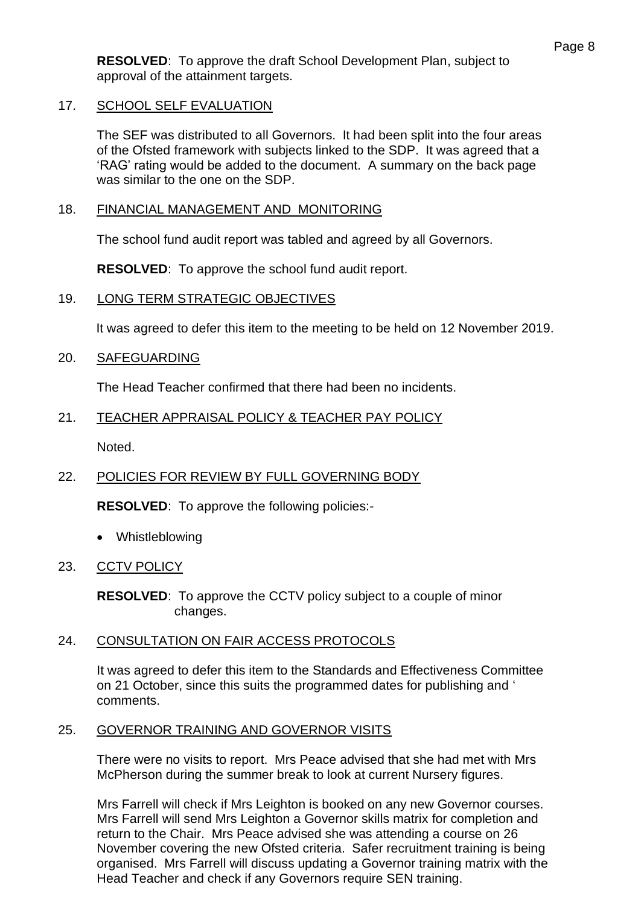**RESOLVED**: To approve the draft School Development Plan, subject to approval of the attainment targets.

17. SCHOOL SELF EVALUATION

The SEF was distributed to all Governors. It had been split into the four areas of the Ofsted framework with subjects linked to the SDP. It was agreed that a 'RAG' rating would be added to the document. A summary on the back page was similar to the one on the SDP.

18. FINANCIAL MANAGEMENT AND MONITORING

The school fund audit report was tabled and agreed by all Governors.

**RESOLVED**: To approve the school fund audit report.

19. LONG TERM STRATEGIC OBJECTIVES

It was agreed to defer this item to the meeting to be held on 12 November 2019.

20. SAFEGUARDING

The Head Teacher confirmed that there had been no incidents.

21. TEACHER APPRAISAL POLICY & TEACHER PAY POLICY

Noted.

22. POLICIES FOR REVIEW BY FULL GOVERNING BODY

**RESOLVED**: To approve the following policies:-

- Whistleblowing

23. CCTV POLICY

**RESOLVED**: To approve the CCTV policy subject to a couple of minor changes.

24. CONSULTATION ON FAIR ACCESS PROTOCOLS

It was agreed to defer this item to the Standards and Effectiveness Committee on 21 October, since this suits the programmed dates for publishing and ' comments.

25. GOVERNOR TRAINING AND GOVERNOR VISITS

There were no visits to report. Mrs Peace advised that she had met with Mrs McPherson during the summer break to look at current Nursery figures.

Mrs Farrell will check if Mrs Leighton is booked on any new Governor courses. Mrs Farrell will send Mrs Leighton a Governor skills matrix for completion and return to the Chair. Mrs Peace advised she was attending a course on 26 November covering the new Ofsted criteria. Safer recruitment training is being organised. Mrs Farrell will discuss updating a Governor training matrix with the Head Teacher and check if any Governors require SEN training.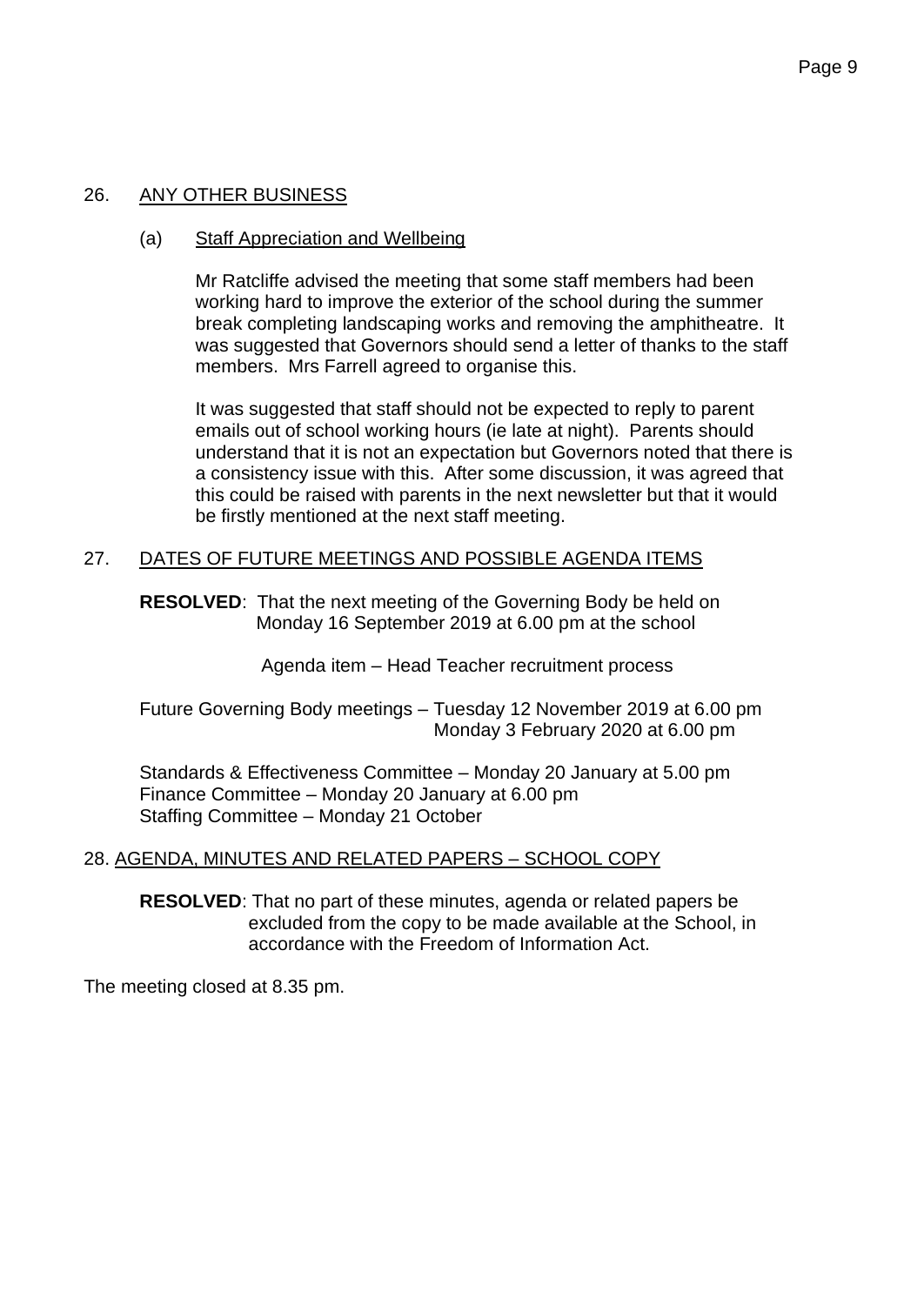## 26. ANY OTHER BUSINESS

### (a) Staff Appreciation and Wellbeing

Mr Ratcliffe advised the meeting that some staff members had been working hard to improve the exterior of the school during the summer break completing landscaping works and removing the amphitheatre. It was suggested that Governors should send a letter of thanks to the staff members. Mrs Farrell agreed to organise this.

It was suggested that staff should not be expected to reply to parent emails out of school working hours (ie late at night). Parents should understand that it is not an expectation but Governors noted that there is a consistency issue with this. After some discussion, it was agreed that this could be raised with parents in the next newsletter but that it would be firstly mentioned at the next staff meeting.

## 27. DATES OF FUTURE MEETINGS AND POSSIBLE AGENDA ITEMS

**RESOLVED**: That the next meeting of the Governing Body be held on Monday 16 September 2019 at 6.00 pm at the school

Agenda item – Head Teacher recruitment process

Future Governing Body meetings – Tuesday 12 November 2019 at 6.00 pm
Monday 3 February 2020 at 6.00 pm

Standards & Effectiveness Committee – Monday 20 January at 5.00 pm
Finance Committee – Monday 20 January at 6.00 pm
Staffing Committee – Monday 21 October

## 28. AGENDA, MINUTES AND RELATED PAPERS – SCHOOL COPY

**RESOLVED**: That no part of these minutes, agenda or related papers be excluded from the copy to be made available at the School, in accordance with the Freedom of Information Act.

The meeting closed at 8.35 pm.